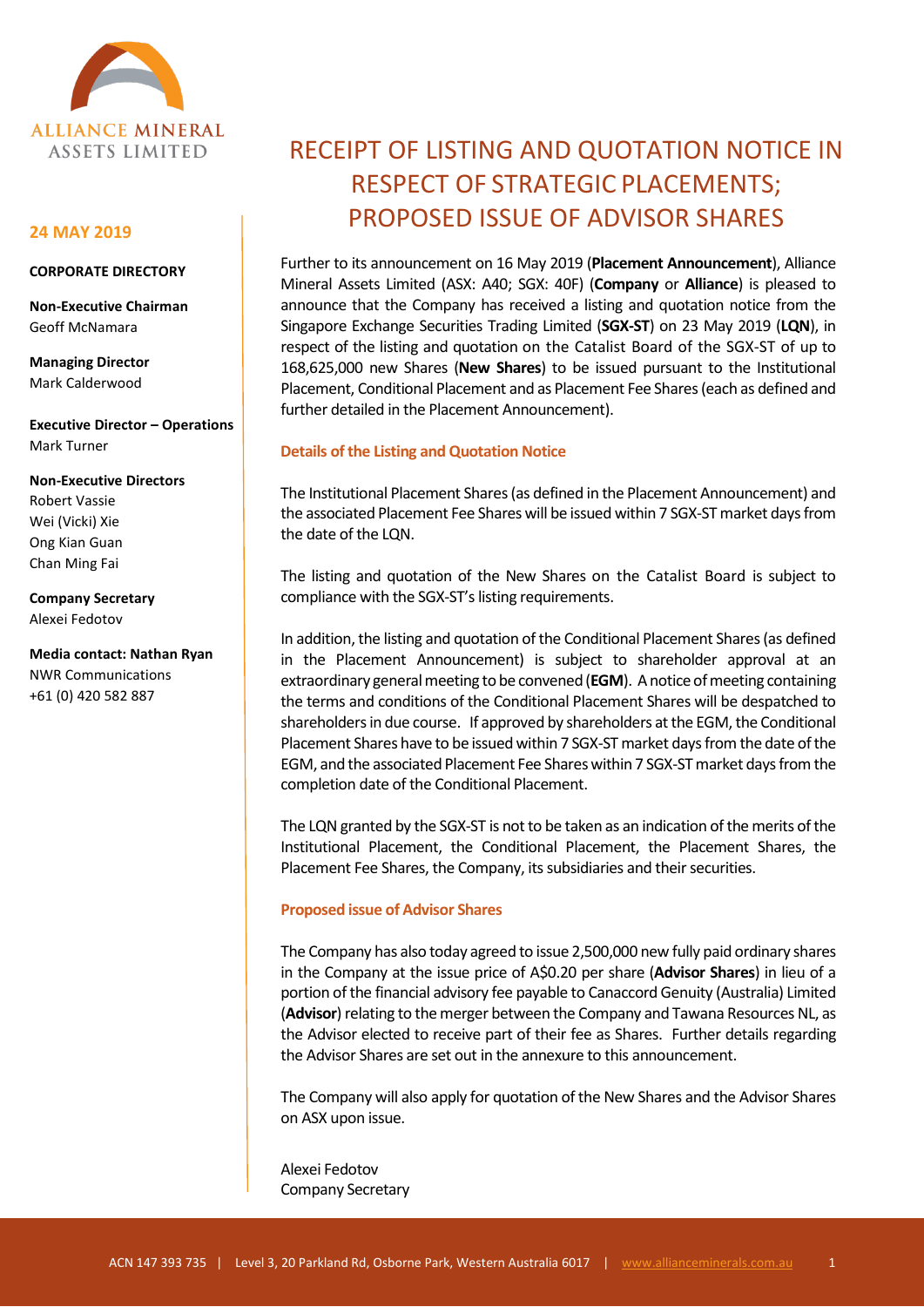ALLIANCE MINERAL ASSETS LIMITED

**24 MAY 2019**

**CORPORATE DIRECTORY**

**Non-Executive Chairman**
Geoff McNamara

**Managing Director**
Mark Calderwood

**Executive Director – Operations**
Mark Turner

**Non-Executive Directors**
Robert Vassie
Wei (Vicki) Xie
Ong Kian Guan
Chan Ming Fai

**Company Secretary**
Alexei Fedotov

**Media contact: Nathan Ryan**
NWR Communications
+61 (0) 420 582 887

# RECEIPT OF LISTING AND QUOTATION NOTICE IN RESPECT OF STRATEGIC PLACEMENTS; PROPOSED ISSUE OF ADVISOR SHARES

Further to its announcement on 16 May 2019 (**Placement Announcement**), Alliance Mineral Assets Limited (ASX: A40; SGX: 40F) (**Company** or **Alliance**) is pleased to announce that the Company has received a listing and quotation notice from the Singapore Exchange Securities Trading Limited (**SGX-ST**) on 23 May 2019 (**LQN**), in respect of the listing and quotation on the Catalist Board of the SGX-ST of up to 168,625,000 new Shares (**New Shares**) to be issued pursuant to the Institutional Placement, Conditional Placement and as Placement Fee Shares (each as defined and further detailed in the Placement Announcement).

## Details of the Listing and Quotation Notice

The Institutional Placement Shares (as defined in the Placement Announcement) and the associated Placement Fee Shares will be issued within 7 SGX-ST market days from the date of the LQN.

The listing and quotation of the New Shares on the Catalist Board is subject to compliance with the SGX-ST's listing requirements.

In addition, the listing and quotation of the Conditional Placement Shares (as defined in the Placement Announcement) is subject to shareholder approval at an extraordinary general meeting to be convened (**EGM**). A notice of meeting containing the terms and conditions of the Conditional Placement Shares will be despatched to shareholders in due course. If approved by shareholders at the EGM, the Conditional Placement Shares have to be issued within 7 SGX-ST market days from the date of the EGM, and the associated Placement Fee Shares within 7 SGX-ST market days from the completion date of the Conditional Placement.

The LQN granted by the SGX-ST is not to be taken as an indication of the merits of the Institutional Placement, the Conditional Placement, the Placement Shares, the Placement Fee Shares, the Company, its subsidiaries and their securities.

## Proposed issue of Advisor Shares

The Company has also today agreed to issue 2,500,000 new fully paid ordinary shares in the Company at the issue price of A$0.20 per share (**Advisor Shares**) in lieu of a portion of the financial advisory fee payable to Canaccord Genuity (Australia) Limited (**Advisor**) relating to the merger between the Company and Tawana Resources NL, as the Advisor elected to receive part of their fee as Shares. Further details regarding the Advisor Shares are set out in the annexure to this announcement.

The Company will also apply for quotation of the New Shares and the Advisor Shares on ASX upon issue.

Alexei Fedotov
Company Secretary

ACN 147 393 735 | Level 3, 20 Parkland Rd, Osborne Park, Western Australia 6017 | www.allianceminerals.com.au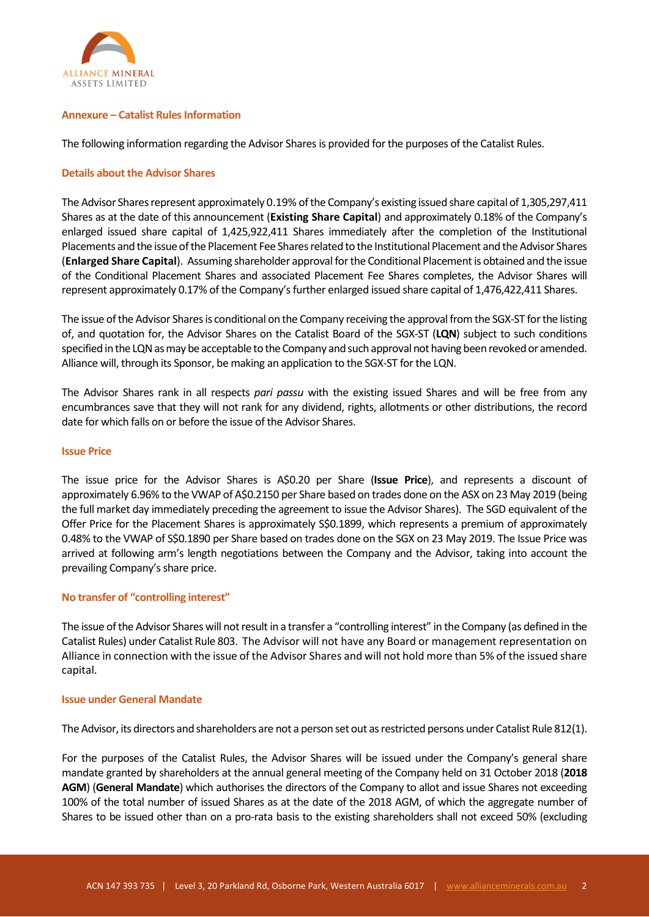## Annexure – Catalist Rules Information

The following information regarding the Advisor Shares is provided for the purposes of the Catalist Rules.

### Details about the Advisor Shares

The Advisor Shares represent approximately 0.19% of the Company's existing issued share capital of 1,305,297,411 Shares as at the date of this announcement (**Existing Share Capital**) and approximately 0.18% of the Company's enlarged issued share capital of 1,425,922,411 Shares immediately after the completion of the Institutional Placements and the issue of the Placement Fee Shares related to the Institutional Placement and the Advisor Shares (**Enlarged Share Capital**). Assuming shareholder approval for the Conditional Placement is obtained and the issue of the Conditional Placement Shares and associated Placement Fee Shares completes, the Advisor Shares will represent approximately 0.17% of the Company's further enlarged issued share capital of 1,476,422,411 Shares.

The issue of the Advisor Shares is conditional on the Company receiving the approval from the SGX-ST for the listing of, and quotation for, the Advisor Shares on the Catalist Board of the SGX-ST (**LQN**) subject to such conditions specified in the LQN as may be acceptable to the Company and such approval not having been revoked or amended. Alliance will, through its Sponsor, be making an application to the SGX-ST for the LQN.

The Advisor Shares rank in all respects *pari passu* with the existing issued Shares and will be free from any encumbrances save that they will not rank for any dividend, rights, allotments or other distributions, the record date for which falls on or before the issue of the Advisor Shares.

### Issue Price

The issue price for the Advisor Shares is A$0.20 per Share (**Issue Price**), and represents a discount of approximately 6.96% to the VWAP of A$0.2150 per Share based on trades done on the ASX on 23 May 2019 (being the full market day immediately preceding the agreement to issue the Advisor Shares). The SGD equivalent of the Offer Price for the Placement Shares is approximately S$0.1899, which represents a premium of approximately 0.48% to the VWAP of S$0.1890 per Share based on trades done on the SGX on 23 May 2019. The Issue Price was arrived at following arm's length negotiations between the Company and the Advisor, taking into account the prevailing Company's share price.

### No transfer of "controlling interest"

The issue of the Advisor Shares will not result in a transfer a "controlling interest" in the Company (as defined in the Catalist Rules) under Catalist Rule 803. The Advisor will not have any Board or management representation on Alliance in connection with the issue of the Advisor Shares and will not hold more than 5% of the issued share capital.

### Issue under General Mandate

The Advisor, its directors and shareholders are not a person set out as restricted persons under Catalist Rule 812(1).

For the purposes of the Catalist Rules, the Advisor Shares will be issued under the Company's general share mandate granted by shareholders at the annual general meeting of the Company held on 31 October 2018 (**2018 AGM**) (**General Mandate**) which authorises the directors of the Company to allot and issue Shares not exceeding 100% of the total number of issued Shares as at the date of the 2018 AGM, of which the aggregate number of Shares to be issued other than on a pro-rata basis to the existing shareholders shall not exceed 50% (excluding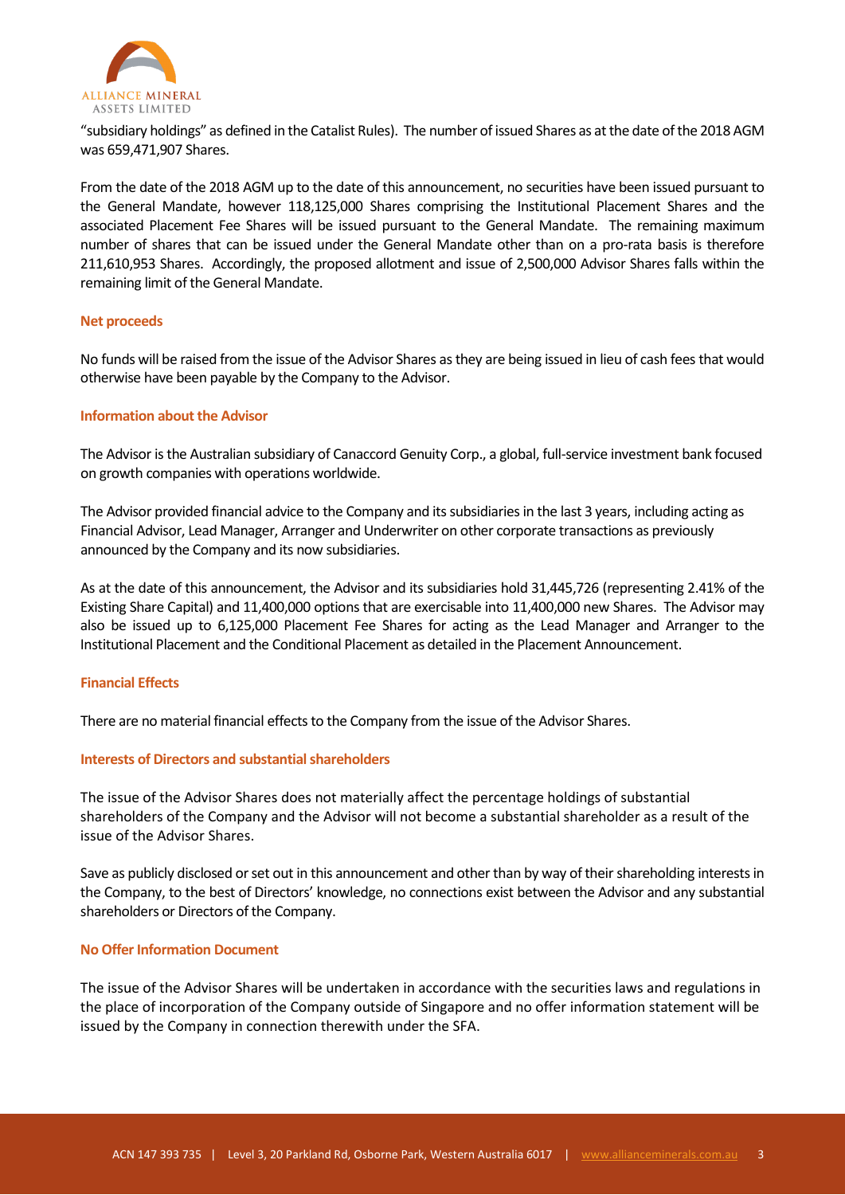"subsidiary holdings" as defined in the Catalist Rules). The number of issued Shares as at the date of the 2018 AGM was 659,471,907 Shares.

From the date of the 2018 AGM up to the date of this announcement, no securities have been issued pursuant to the General Mandate, however 118,125,000 Shares comprising the Institutional Placement Shares and the associated Placement Fee Shares will be issued pursuant to the General Mandate. The remaining maximum number of shares that can be issued under the General Mandate other than on a pro-rata basis is therefore 211,610,953 Shares. Accordingly, the proposed allotment and issue of 2,500,000 Advisor Shares falls within the remaining limit of the General Mandate.

**Net proceeds**

No funds will be raised from the issue of the Advisor Shares as they are being issued in lieu of cash fees that would otherwise have been payable by the Company to the Advisor.

**Information about the Advisor**

The Advisor is the Australian subsidiary of Canaccord Genuity Corp., a global, full-service investment bank focused on growth companies with operations worldwide.

The Advisor provided financial advice to the Company and its subsidiaries in the last 3 years, including acting as Financial Advisor, Lead Manager, Arranger and Underwriter on other corporate transactions as previously announced by the Company and its now subsidiaries.

As at the date of this announcement, the Advisor and its subsidiaries hold 31,445,726 (representing 2.41% of the Existing Share Capital) and 11,400,000 options that are exercisable into 11,400,000 new Shares. The Advisor may also be issued up to 6,125,000 Placement Fee Shares for acting as the Lead Manager and Arranger to the Institutional Placement and the Conditional Placement as detailed in the Placement Announcement.

**Financial Effects**

There are no material financial effects to the Company from the issue of the Advisor Shares.

**Interests of Directors and substantial shareholders**

The issue of the Advisor Shares does not materially affect the percentage holdings of substantial shareholders of the Company and the Advisor will not become a substantial shareholder as a result of the issue of the Advisor Shares.

Save as publicly disclosed or set out in this announcement and other than by way of their shareholding interests in the Company, to the best of Directors' knowledge, no connections exist between the Advisor and any substantial shareholders or Directors of the Company.

**No Offer Information Document**

The issue of the Advisor Shares will be undertaken in accordance with the securities laws and regulations in the place of incorporation of the Company outside of Singapore and no offer information statement will be issued by the Company in connection therewith under the SFA.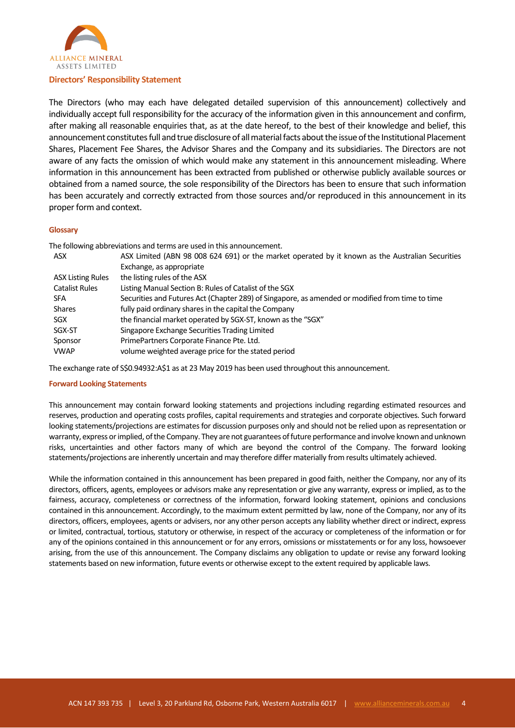## Directors' Responsibility Statement

The Directors (who may each have delegated detailed supervision of this announcement) collectively and individually accept full responsibility for the accuracy of the information given in this announcement and confirm, after making all reasonable enquiries that, as at the date hereof, to the best of their knowledge and belief, this announcement constitutes full and true disclosure of all material facts about the issue of the Institutional Placement Shares, Placement Fee Shares, the Advisor Shares and the Company and its subsidiaries. The Directors are not aware of any facts the omission of which would make any statement in this announcement misleading. Where information in this announcement has been extracted from published or otherwise publicly available sources or obtained from a named source, the sole responsibility of the Directors has been to ensure that such information has been accurately and correctly extracted from those sources and/or reproduced in this announcement in its proper form and context.

### Glossary

The following abbreviations and terms are used in this announcement.

| | |
|---|---|
| ASX | ASX Limited (ABN 98 008 624 691) or the market operated by it known as the Australian Securities Exchange, as appropriate |
| ASX Listing Rules | the listing rules of the ASX |
| Catalist Rules | Listing Manual Section B: Rules of Catalist of the SGX |
| SFA | Securities and Futures Act (Chapter 289) of Singapore, as amended or modified from time to time |
| Shares | fully paid ordinary shares in the capital the Company |
| SGX | the financial market operated by SGX-ST, known as the "SGX" |
| SGX-ST | Singapore Exchange Securities Trading Limited |
| Sponsor | PrimePartners Corporate Finance Pte. Ltd. |
| VWAP | volume weighted average price for the stated period |

The exchange rate of S$0.94932:A$1 as at 23 May 2019 has been used throughout this announcement.

### Forward Looking Statements

This announcement may contain forward looking statements and projections including regarding estimated resources and reserves, production and operating costs profiles, capital requirements and strategies and corporate objectives. Such forward looking statements/projections are estimates for discussion purposes only and should not be relied upon as representation or warranty, express or implied, of the Company. They are not guarantees of future performance and involve known and unknown risks, uncertainties and other factors many of which are beyond the control of the Company. The forward looking statements/projections are inherently uncertain and may therefore differ materially from results ultimately achieved.

While the information contained in this announcement has been prepared in good faith, neither the Company, nor any of its directors, officers, agents, employees or advisors make any representation or give any warranty, express or implied, as to the fairness, accuracy, completeness or correctness of the information, forward looking statement, opinions and conclusions contained in this announcement. Accordingly, to the maximum extent permitted by law, none of the Company, nor any of its directors, officers, employees, agents or advisers, nor any other person accepts any liability whether direct or indirect, express or limited, contractual, tortious, statutory or otherwise, in respect of the accuracy or completeness of the information or for any of the opinions contained in this announcement or for any errors, omissions or misstatements or for any loss, howsoever arising, from the use of this announcement. The Company disclaims any obligation to update or revise any forward looking statements based on new information, future events or otherwise except to the extent required by applicable laws.